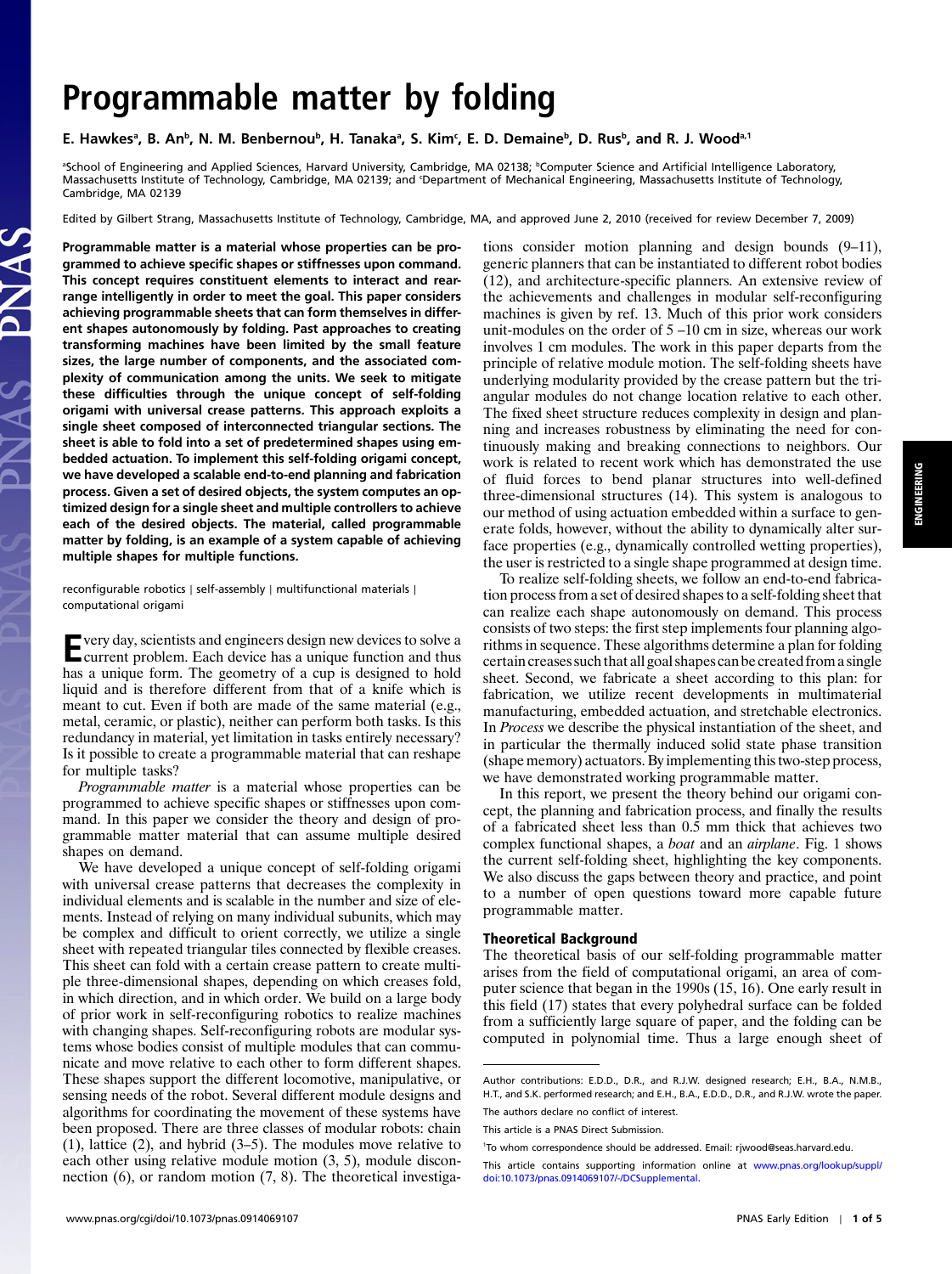# Programmable matter by folding

**E. Hawkes[a], B. An[b], N. M. Benbernou[b], H. Tanaka[a], S. Kim[c], E. D. Demaine[b], D. Rus[b], and R. J. Wood[a,1]**

[a]School of Engineering and Applied Sciences, Harvard University, Cambridge, MA 02138; [b]Computer Science and Artificial Intelligence Laboratory, Massachusetts Institute of Technology, Cambridge, MA 02139; and [c]Department of Mechanical Engineering, Massachusetts Institute of Technology, Cambridge, MA 02139

Edited by Gilbert Strang, Massachusetts Institute of Technology, Cambridge, MA, and approved June 2, 2010 (received for review December 7, 2009)

**Programmable matter is a material whose properties can be programmed to achieve specific shapes or stiffnesses upon command. This concept requires constituent elements to interact and rearrange intelligently in order to meet the goal. This paper considers achieving programmable sheets that can form themselves in different shapes autonomously by folding. Past approaches to creating transforming machines have been limited by the small feature sizes, the large number of components, and the associated complexity of communication among the units. We seek to mitigate these difficulties through the unique concept of self-folding origami with universal crease patterns. This approach exploits a single sheet composed of interconnected triangular sections. The sheet is able to fold into a set of predetermined shapes using embedded actuation. To implement this self-folding origami concept, we have developed a scalable end-to-end planning and fabrication process. Given a set of desired objects, the system computes an optimized design for a single sheet and multiple controllers to achieve each of the desired objects. The material, called programmable matter by folding, is an example of a system capable of achieving multiple shapes for multiple functions.**

reconfigurable robotics | self-assembly | multifunctional materials | computational origami

Every day, scientists and engineers design new devices to solve a current problem. Each device has a unique function and thus has a unique form. The geometry of a cup is designed to hold liquid and is therefore different from that of a knife which is meant to cut. Even if both are made of the same material (e.g., metal, ceramic, or plastic), neither can perform both tasks. Is this redundancy in material, yet limitation in tasks entirely necessary? Is it possible to create a programmable material that can reshape for multiple tasks?

*Programmable matter* is a material whose properties can be programmed to achieve specific shapes or stiffnesses upon command. In this paper we consider the theory and design of programmable matter material that can assume multiple desired shapes on demand.

We have developed a unique concept of self-folding origami with universal crease patterns that decreases the complexity in individual elements and is scalable in the number and size of elements. Instead of relying on many individual subunits, which may be complex and difficult to orient correctly, we utilize a single sheet with repeated triangular tiles connected by flexible creases. This sheet can fold with a certain crease pattern to create multiple three-dimensional shapes, depending on which creases fold, in which direction, and in which order. We build on a large body of prior work in self-reconfiguring robotics to realize machines with changing shapes. Self-reconfiguring robots are modular systems whose bodies consist of multiple modules that can communicate and move relative to each other to form different shapes. These shapes support the different locomotive, manipulative, or sensing needs of the robot. Several different module designs and algorithms for coordinating the movement of these systems have been proposed. There are three classes of modular robots: chain (1), lattice (2), and hybrid (3–5). The modules move relative to each other using relative module motion (3, 5), module disconnection (6), or random motion (7, 8). The theoretical investigations consider motion planning and design bounds (9–11), generic planners that can be instantiated to different robot bodies (12), and architecture-specific planners. An extensive review of the achievements and challenges in modular self-reconfiguring machines is given by ref. 13. Much of this prior work considers unit-modules on the order of 5 –10 cm in size, whereas our work involves 1 cm modules. The work in this paper departs from the principle of relative module motion. The self-folding sheets have underlying modularity provided by the crease pattern but the triangular modules do not change location relative to each other. The fixed sheet structure reduces complexity in design and planning and increases robustness by eliminating the need for continuously making and breaking connections to neighbors. Our work is related to recent work which has demonstrated the use of fluid forces to bend planar structures into well-defined three-dimensional structures (14). This system is analogous to our method of using actuation embedded within a surface to generate folds, however, without the ability to dynamically alter surface properties (e.g., dynamically controlled wetting properties), the user is restricted to a single shape programmed at design time.

To realize self-folding sheets, we follow an end-to-end fabrication process from a set of desired shapes to a self-folding sheet that can realize each shape autonomously on demand. This process consists of two steps: the first step implements four planning algorithms in sequence. These algorithms determine a plan for folding certain creases such that all goal shapes can be created from a single sheet. Second, we fabricate a sheet according to this plan: for fabrication, we utilize recent developments in multimaterial manufacturing, embedded actuation, and stretchable electronics. In *Process* we describe the physical instantiation of the sheet, and in particular the thermally induced solid state phase transition (shape memory) actuators. By implementing this two-step process, we have demonstrated working programmable matter.

In this report, we present the theory behind our origami concept, the planning and fabrication process, and finally the results of a fabricated sheet less than 0.5 mm thick that achieves two complex functional shapes, a *boat* and an *airplane*. Fig. 1 shows the current self-folding sheet, highlighting the key components. We also discuss the gaps between theory and practice, and point to a number of open questions toward more capable future programmable matter.

## Theoretical Background

The theoretical basis of our self-folding programmable matter arises from the field of computational origami, an area of computer science that began in the 1990s (15, 16). One early result in this field (17) states that every polyhedral surface can be folded from a sufficiently large square of paper, and the folding can be computed in polynomial time. Thus a large enough sheet of

---

Author contributions: E.D.D., D.R., and R.J.W. designed research; E.H., B.A., N.M.B., H.T., and S.K. performed research; and E.H., B.A., E.D.D., D.R., and R.J.W. wrote the paper.

The authors declare no conflict of interest.

This article is a PNAS Direct Submission.

[1]To whom correspondence should be addressed. Email: rjwood@seas.harvard.edu.

This article contains supporting information online at www.pnas.org/lookup/suppl/doi:10.1073/pnas.0914069107/-/DCSupplemental.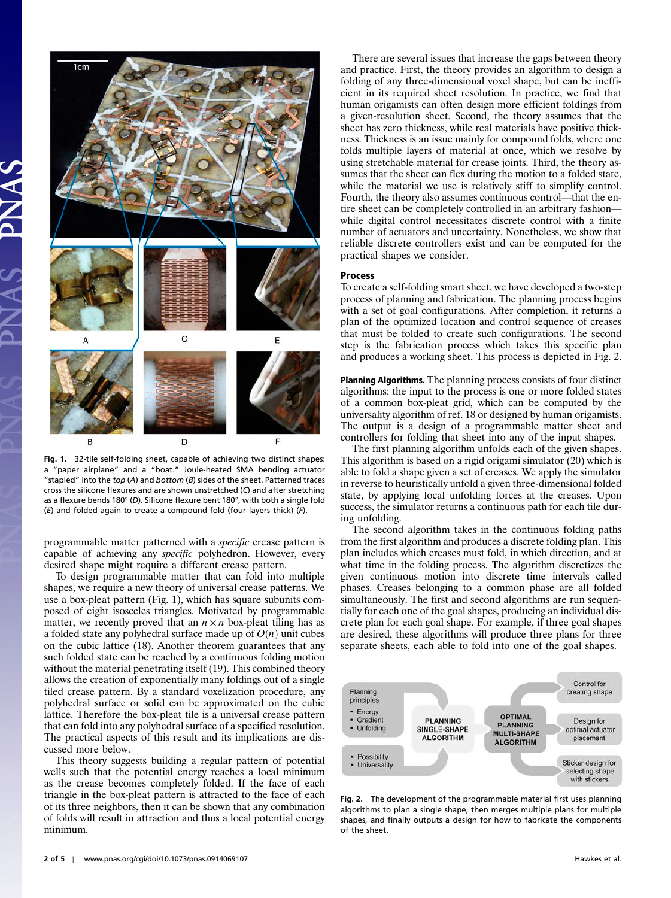Fig. 1. 32-tile self-folding sheet, capable of achieving two distinct shapes: a "paper airplane" and a "boat." Joule-heated SMA bending actuator "stapled" into the *top* (*A*) and *bottom* (*B*) sides of the sheet. Patterned traces cross the silicone flexures and are shown unstretched (*C*) and after stretching as a flexure bends 180° (*D*). Silicone flexure bent 180°, with both a single fold (*E*) and folded again to create a compound fold (four layers thick) (*F*).

programmable matter patterned with a *specific* crease pattern is capable of achieving any *specific* polyhedron. However, every desired shape might require a different crease pattern.

To design programmable matter that can fold into multiple shapes, we require a new theory of universal crease patterns. We use a box-pleat pattern (Fig. 1), which has square subunits composed of eight isosceles triangles. Motivated by programmable matter, we recently proved that an $n \times n$ box-pleat tiling has as a folded state any polyhedral surface made up of $O(n)$ unit cubes on the cubic lattice (18). Another theorem guarantees that any such folded state can be reached by a continuous folding motion without the material penetrating itself (19). This combined theory allows the creation of exponentially many foldings out of a single tiled crease pattern. By a standard voxelization procedure, any polyhedral surface or solid can be approximated on the cubic lattice. Therefore the box-pleat tile is a universal crease pattern that can fold into any polyhedral surface of a specified resolution. The practical aspects of this result and its implications are discussed more below.

This theory suggests building a regular pattern of potential wells such that the potential energy reaches a local minimum as the crease becomes completely folded. If the face of each triangle in the box-pleat pattern is attracted to the face of each of its three neighbors, then it can be shown that any combination of folds will result in attraction and thus a local potential energy minimum.

There are several issues that increase the gaps between theory and practice. First, the theory provides an algorithm to design a folding of any three-dimensional voxel shape, but can be inefficient in its required sheet resolution. In practice, we find that human origamists can often design more efficient foldings from a given-resolution sheet. Second, the theory assumes that the sheet has zero thickness, while real materials have positive thickness. Thickness is an issue mainly for compound folds, where one folds multiple layers of material at once, which we resolve by using stretchable material for crease joints. Third, the theory assumes that the sheet can flex during the motion to a folded state, while the material we use is relatively stiff to simplify control. Fourth, the theory also assumes continuous control—that the entire sheet can be completely controlled in an arbitrary fashion—while digital control necessitates discrete control with a finite number of actuators and uncertainty. Nonetheless, we show that reliable discrete controllers exist and can be computed for the practical shapes we consider.

## Process

To create a self-folding smart sheet, we have developed a two-step process of planning and fabrication. The planning process begins with a set of goal configurations. After completion, it returns a plan of the optimized location and control sequence of the creases that must be folded to create such configurations. The second step is the fabrication process which takes this specific plan and produces a working sheet. This process is depicted in Fig. 2.

**Planning Algorithms.** The planning process consists of four distinct algorithms: the input to the process is one or more folded states of a common box-pleat grid, which can be computed by the universality algorithm of ref. 18 or designed by human origamists. The output is a design of a programmable matter sheet and controllers for folding that sheet into any of the input shapes.

The first planning algorithm unfolds each of the given shapes. This algorithm is based on a rigid origami simulator (20) which is able to fold a shape given a set of creases. We apply the simulator in reverse to heuristically unfold a given three-dimensional folded state, by applying local unfolding forces at the creases. Upon success, the simulator returns a continuous path for each tile during unfolding.

The second algorithm takes in the continuous folding paths from the first algorithm and produces a discrete folding plan. This plan includes which creases must fold, in which direction, and at what time in the folding process. The algorithm discretizes the given continuous motion into discrete time intervals called phases. Creases belonging to a common phase are all folded simultaneously. The first and second algorithms are run sequentially for each one of the goal shapes, producing an individual discrete plan for each goal shape. For example, if three goal shapes are desired, these algorithms will produce three plans for three separate sheets, each able to fold into one of the goal shapes.

Fig. 2. The development of the programmable material first uses planning algorithms to plan a single shape, then merges multiple plans for multiple shapes, and finally outputs a design for how to fabricate the components of the sheet.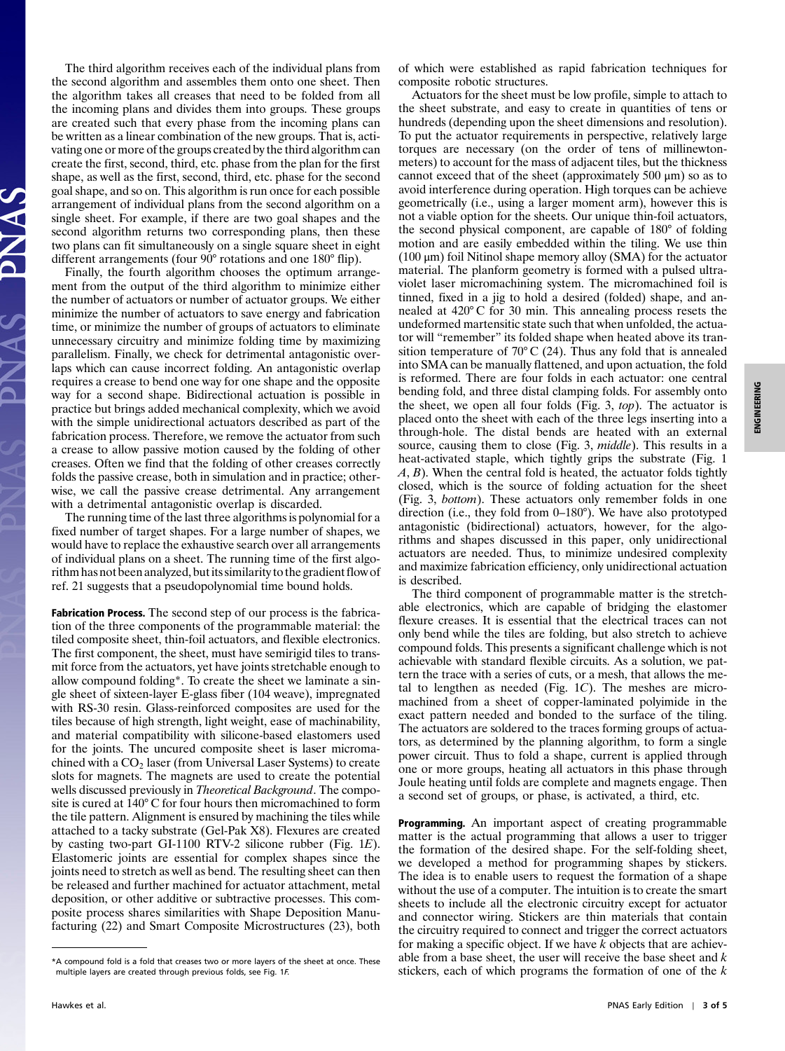The third algorithm receives each of the individual plans from the second algorithm and assembles them onto one sheet. Then the algorithm takes all creases that need to be folded from all the incoming plans and divides them into groups. These groups are created such that every phase from the incoming plans can be written as a linear combination of the new groups. That is, activating one or more of the groups created by the third algorithm can create the first, second, third, etc. phase from the plan for the first shape, as well as the first, second, third, etc. phase for the second goal shape, and so on. This algorithm is run once for each possible arrangement of individual plans from the second algorithm on a single sheet. For example, if there are two goal shapes and the second algorithm returns two corresponding plans, then these two plans can fit simultaneously on a single square sheet in eight different arrangements (four 90° rotations and one 180° flip).

Finally, the fourth algorithm chooses the optimum arrangement from the output of the third algorithm to minimize either the number of actuators or number of actuator groups. We either minimize the number of actuators to save energy and fabrication time, or minimize the number of groups of actuators to eliminate unnecessary circuitry and minimize folding time by maximizing parallelism. Finally, we check for detrimental antagonistic overlaps which can cause incorrect folding. An antagonistic overlap requires a crease to bend one way for one shape and the opposite way for a second shape. Bidirectional actuation is possible in practice but brings added mechanical complexity, which we avoid with the simple unidirectional actuators described as part of the fabrication process. Therefore, we remove the actuator from such a crease to allow passive motion caused by the folding of other creases. Often we find that the folding of other creases correctly folds the passive crease, both in simulation and in practice; otherwise, we call the passive crease detrimental. Any arrangement with a detrimental antagonistic overlap is discarded.

The running time of the last three algorithms is polynomial for a fixed number of target shapes. For a large number of shapes, we would have to replace the exhaustive search over all arrangements of individual plans on a sheet. The running time of the first algorithm has not been analyzed, but its similarity to the gradient flow of ref. 21 suggests that a pseudopolynomial time bound holds.

**Fabrication Process.** The second step of our process is the fabrication of the three components of the programmable material: the tiled composite sheet, thin-foil actuators, and flexible electronics. The first component, the sheet, must have semirigid tiles to transmit force from the actuators, yet have joints stretchable enough to allow compound folding*. To create the sheet we laminate a single sheet of sixteen-layer E-glass fiber (104 weave), impregnated with RS-30 resin. Glass-reinforced composites are used for the tiles because of high strength, light weight, ease of machinability, and material compatibility with silicone-based elastomers used for the joints. The uncured composite sheet is laser micromachined with a $CO_2$ laser (from Universal Laser Systems) to create slots for magnets. The magnets are used to create the potential wells discussed previously in *Theoretical Background*. The composite is cured at 140° C for four hours then micromachined to form the tile pattern. Alignment is ensured by machining the tiles while attached to a tacky substrate (Gel-Pak X8). Flexures are created by casting two-part GI-1100 RTV-2 silicone rubber (Fig. 1*E*). Elastomeric joints are essential for complex shapes since the joints need to stretch as well as bend. The resulting sheet can then be released and further machined for actuator attachment, metal deposition, or other additive or subtractive processes. This composite process shares similarities with Shape Deposition Manufacturing (22) and Smart Composite Microstructures (23), both of which were established as rapid fabrication techniques for composite robotic structures.

*A compound fold is a fold that creases two or more layers of the sheet at once. These multiple layers are created through previous folds, see Fig. 1*F*.

Actuators for the sheet must be low profile, simple to attach to the sheet substrate, and easy to create in quantities of tens or hundreds (depending upon the sheet dimensions and resolution). To put the actuator requirements in perspective, relatively large torques are necessary (on the order of tens of millinewton-meters) to account for the mass of adjacent tiles, but the thickness cannot exceed that of the sheet (approximately 500 μm) so as to avoid interference during operation. High torques can be achieve geometrically (i.e., using a larger moment arm), however this is not a viable option for the sheets. Our unique thin-foil actuators, the second physical component, are capable of 180° of folding motion and are easily embedded within the tiling. We use thin (100 μm) foil Nitinol shape memory alloy (SMA) for the actuator material. The planform geometry is formed with a pulsed ultraviolet laser micromachining system. The micromachined foil is tinned, fixed in a jig to hold a desired (folded) shape, and annealed at 420° C for 30 min. This annealing process resets the undeformed martensitic state such that when unfolded, the actuator will "remember" its folded shape when heated above its transition temperature of 70° C (24). Thus any fold that is annealed into SMA can be manually flattened, and upon actuation, the fold is reformed. There are four folds in each actuator: one central bending fold, and three distal clamping folds. For assembly onto the sheet, we open all four folds (Fig. 3, *top*). The actuator is placed onto the sheet with each of the three legs inserting into a through-hole. The distal bends are heated with an external source, causing them to close (Fig. 3, *middle*). This results in a heat-activated staple, which tightly grips the substrate (Fig. 1 *A*, *B*). When the central fold is heated, the actuator folds tightly closed, which is the source of folding actuation for the sheet (Fig. 3, *bottom*). These actuators only remember folds in one direction (i.e., they fold from 0–180°). We have also prototyped antagonistic (bidirectional) actuators, however, for the algorithms and shapes discussed in this paper, only unidirectional actuators are needed. Thus, to minimize undesired complexity and maximize fabrication efficiency, only unidirectional actuation is described.

The third component of programmable matter is the stretchable electronics, which are capable of bridging the elastomer flexure creases. It is essential that the electrical traces can not only bend while the tiles are folding, but also stretch to achieve compound folds. This presents a significant challenge which is not achievable with standard flexible circuits. As a solution, we pattern the trace with a series of cuts, or a mesh, that allows the metal to lengthen as needed (Fig. 1*C*). The meshes are micromachined from a sheet of copper-laminated polyimide in the exact pattern needed and bonded to the surface of the tiling. The actuators are soldered to the traces forming groups of actuators, as determined by the planning algorithm, to form a single power circuit. Thus to fold a shape, current is applied through one or more groups, heating all actuators in this phase through Joule heating until folds are complete and magnets engage. Then a second set of groups, or phase, is activated, a third, etc.

**Programming.** An important aspect of creating programmable matter is the actual programming that allows a user to trigger the formation of the desired shape. For the self-folding sheet, we developed a method for programming shapes by stickers. The idea is to enable users to request the formation of a shape without the use of a computer. The intuition is to create the smart sheets to include all the electronic circuitry except for actuator and connector wiring. Stickers are thin materials that contain the circuitry required to connect and trigger the correct actuators for making a specific object. If we have $k$ objects that are achievable from a base sheet, the user will receive the base sheet and $k$ stickers, each of which programs the formation of one of the $k$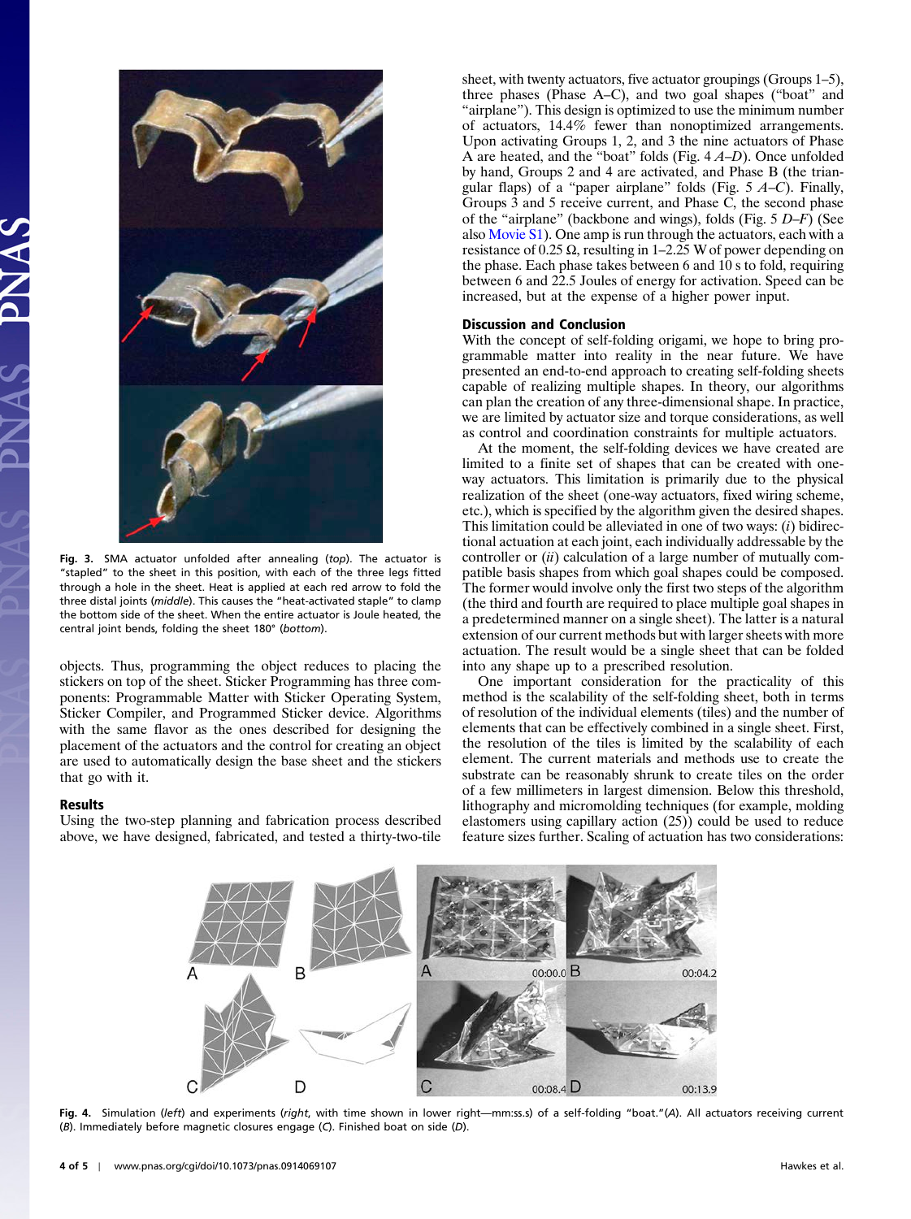Fig. 3. SMA actuator unfolded after annealing (*top*). The actuator is "stapled" to the sheet in this position, with each of the three legs fitted through a hole in the sheet. Heat is applied at each red arrow to fold the three distal joints (*middle*). This causes the "heat-activated staple" to clamp the bottom side of the sheet. When the entire actuator is Joule heated, the central joint bends, folding the sheet 180° (*bottom*).

objects. Thus, programming the object reduces to placing the stickers on top of the sheet. Sticker Programming has three components: Programmable Matter with Sticker Operating System, Sticker Compiler, and Programmed Sticker device. Algorithms with the same flavor as the ones described for designing the placement of the actuators and the control for creating an object are used to automatically design the base sheet and the stickers that go with it.

## Results

Using the two-step planning and fabrication process described above, we have designed, fabricated, and tested a thirty-two-tile sheet, with twenty actuators, five actuator groupings (Groups 1–5), three phases (Phase A–C), and two goal shapes ("boat" and "airplane"). This design is optimized to use the minimum number of actuators, 14.4% fewer than nonoptimized arrangements. Upon activating Groups 1, 2, and 3 the nine actuators of Phase A are heated, and the "boat" folds (Fig. 4 *A*–*D*). Once unfolded by hand, Groups 2 and 4 are activated, and Phase B (the triangular flaps) of a "paper airplane" folds (Fig. 5 *A*–*C*). Finally, Groups 3 and 5 receive current, and Phase C, the second phase of the "airplane" (backbone and wings), folds (Fig. 5 *D*–*F*) (See also Movie S1). One amp is run through the actuators, each with a resistance of 0.25 Ω, resulting in 1–2.25 W of power depending on the phase. Each phase takes between 6 and 10 s to fold, requiring between 6 and 22.5 Joules of energy for activation. Speed can be increased, but at the expense of a higher power input.

## Discussion and Conclusion

With the concept of self-folding origami, we hope to bring programmable matter into reality in the near future. We have presented an end-to-end approach to creating self-folding sheets capable of realizing multiple shapes. In theory, our algorithms can plan the creation of any three-dimensional shape. In practice, we are limited by actuator size and torque considerations, as well as control and coordination constraints for multiple actuators.

At the moment, the self-folding devices we have created are limited to a finite set of shapes that can be created with one-way actuators. This limitation is primarily due to the physical realization of the sheet (one-way actuators, fixed wiring scheme, etc.), which is specified by the algorithm given the desired shapes. This limitation could be alleviated in one of two ways: (*i*) bidirectional actuation at each joint, each individually addressable by the controller or (*ii*) calculation of a large number of mutually compatible basis shapes from which goal shapes could be composed. The former would involve only the first two steps of the algorithm (the third and fourth are required to place multiple goal shapes in a predetermined manner on a single sheet). The latter is a natural extension of our current methods but with larger sheets with more actuation. The result would be a single sheet that can be folded into any shape up to a prescribed resolution.

One important consideration for the practicality of this method is the scalability of the self-folding sheet, both in terms of resolution of the individual elements (tiles) and the number of elements that can be effectively combined in a single sheet. First, the resolution of the tiles is limited by the scalability of each element. The current materials and methods use to create the substrate can be reasonably shrunk to create tiles on the order of a few millimeters in largest dimension. Below this threshold, lithography and micromolding techniques (for example, molding elastomers using capillary action (25)) could be used to reduce feature sizes further. Scaling of actuation has two considerations:

A B C D

A 00:00.0 B 00:04.2 C 00:08.4 D 00:13.9

Fig. 4. Simulation (*left*) and experiments (*right*, with time shown in lower right—mm:ss.s) of a self-folding "boat."(*A*). All actuators receiving current (*B*). Immediately before magnetic closures engage (*C*). Finished boat on side (*D*).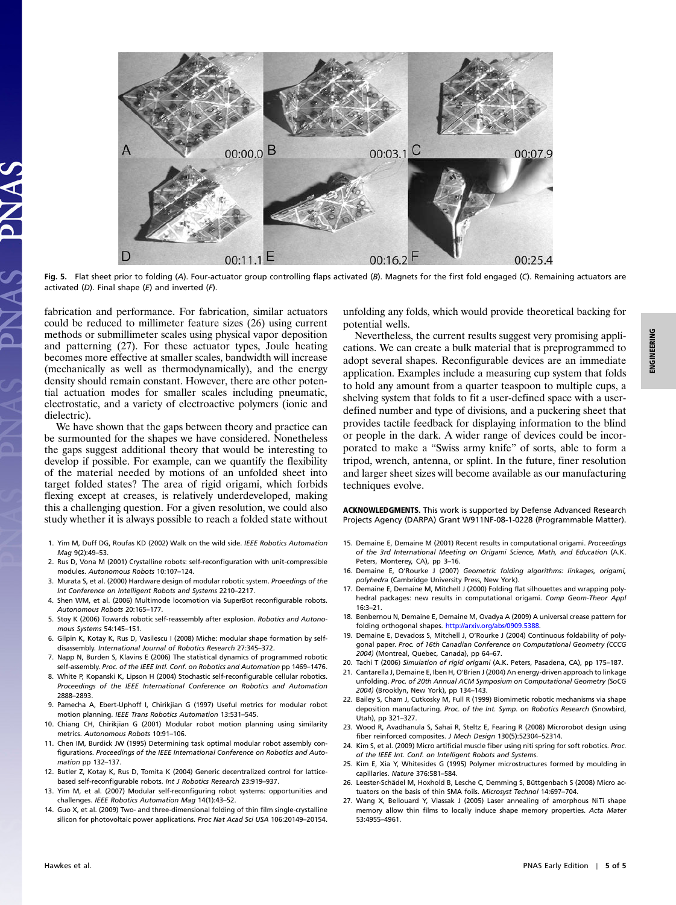A 00:00.0 B 00:03.1 C 00:07.9

D 00:11.1 E 00:16.2 F 00:25.4

**Fig. 5.** Flat sheet prior to folding (*A*). Four-actuator group controlling flaps activated (*B*). Magnets for the first fold engaged (*C*). Remaining actuators are activated (*D*). Final shape (*E*) and inverted (*F*).

fabrication and performance. For fabrication, similar actuators could be reduced to millimeter feature sizes (26) using current methods or submillimeter scales using physical vapor deposition and patterning (27). For these actuator types, Joule heating becomes more effective at smaller scales, bandwidth will increase (mechanically as well as thermodynamically), and the energy density should remain constant. However, there are other potential actuation modes for smaller scales including pneumatic, electrostatic, and a variety of electroactive polymers (ionic and dielectric).

We have shown that the gaps between theory and practice can be surmounted for the shapes we have considered. Nonetheless the gaps suggest additional theory that would be interesting to develop if possible. For example, can we quantify the flexibility of the material needed by motions of an unfolded sheet into target folded states? The area of rigid origami, which forbids flexing except at creases, is relatively underdeveloped, making this a challenging question. For a given resolution, we could also study whether it is always possible to reach a folded state without unfolding any folds, which would provide theoretical backing for potential wells.

Nevertheless, the current results suggest very promising applications. We can create a bulk material that is preprogrammed to adopt several shapes. Reconfigurable devices are an immediate application. Examples include a measuring cup system that folds to hold any amount from a quarter teaspoon to multiple cups, a shelving system that folds to fit a user-defined space with a user-defined number and type of divisions, and a puckering sheet that provides tactile feedback for displaying information to the blind or people in the dark. A wider range of devices could be incorporated to make a "Swiss army knife" of sorts, able to form a tripod, wrench, antenna, or splint. In the future, finer resolution and larger sheet sizes will become available as our manufacturing techniques evolve.

**ACKNOWLEDGMENTS.** This work is supported by Defense Advanced Research Projects Agency (DARPA) Grant W911NF-08-1-0228 (Programmable Matter).

1. Yim M, Duff DG, Roufas KD (2002) Walk on the wild side. *IEEE Robotics Automation Mag* 9(2):49–53.
2. Rus D, Vona M (2001) Crystalline robots: self-reconfiguration with unit-compressible modules. *Autonomous Robots* 10:107–124.
3. Murata S, et al. (2000) Hardware design of modular robotic system. *Proeedings of the Int Conference on Intelligent Robots and Systems* 2210–2217.
4. Shen WM, et al. (2006) Multimode locomotion via SuperBot reconfigurable robots. *Autonomous Robots* 20:165–177.
5. Stoy K (2006) Towards robotic self-reassembly after explosion. *Robotics and Autonomous Systems* 54:145–151.
6. Gilpin K, Kotay K, Rus D, Vasilescu I (2008) Miche: modular shape formation by self-disassembly. *International Journal of Robotics Research* 27:345–372.
7. Napp N, Burden S, Klavins E (2006) The statistical dynamics of programmed robotic self-assembly. *Proc. of the IEEE Intl. Conf. on Robotics and Automation* pp 1469–1476.
8. White P, Kopanski K, Lipson H (2004) Stochastic self-reconfigurable cellular robots. *Proceedings of the IEEE International Conference on Robotics and Automation* 2888–2893.
9. Pamecha A, Ebert-Uphoff I, Chirikjian G (1997) Useful metrics for modular robot motion planning. *IEEE Trans Robotics Automation* 13:531–545.
10. Chiang CH, Chirikjian G (2001) Modular robot motion planning using similarity metrics. *Autonomous Robots* 10:91–106.
11. Chen IM, Burdick JW (1995) Determining task optimal modular robot assembly configurations. *Proceedings of the IEEE International Conference on Robotics and Automation* pp 132–137.
12. Butler Z, Kotay K, Rus D, Tomita K (2004) Generic decentralized control for lattice-based self-reconfigurable robots. *Int J Robotics Research* 23:919–937.
13. Yim M, et al. (2007) Modular self-reconfiguring robot systems: opportunities and challenges. *IEEE Robotics Automation Mag* 14(1):43–52.
14. Guo X, et al. (2009) Two- and three-dimensional folding of thin film single-crystalline silicon for photovoltaic power applications. *Proc Nat Acad Sci USA* 106:20149–20154.
15. Demaine E, Demaine M (2001) Recent results in computational origami. *Proceedings of the 3rd International Meeting on Origami Science, Math, and Education* (A.K. Peters, Monterey, CA), pp 3–16.
16. Demaine E, O'Rourke J (2007) *Geometric folding algorithms: linkages, origami, polyhedra* (Cambridge University Press, New York).
17. Demaine E, Demaine M, Mitchell J (2000) Folding flat silhouettes and wrapping polyhedral packages: new results in computational origami. *Comp Geom-Theor Appl* 16:3–21.
18. Benbernou N, Demaine E, Demaine M, Ovadya A (2009) A universal crease pattern for folding orthogonal shapes. http://arxiv.org/abs/0909.5388.
19. Demaine E, Devadoss S, Mitchell J, O'Rourke J (2004) Continuous foldability of polygonal paper. *Proc. of 16th Canadian Conference on Computational Geometry (CCCG 2004)* (Montreal, Quebec, Canada), pp 64–67.
20. Tachi T (2006) *Simulation of rigid origami* (A.K. Peters, Pasadena, CA), pp 175–187.
21. Cantarella J, Demaine E, Iben H, O'Brien J (2004) An energy-driven approach to linkage unfolding. *Proc. of 20th Annual ACM Symposium on Computational Geometry (SoCG 2004)* (Brooklyn, New York), pp 134–143.
22. Bailey S, Cham J, Cutkosky M, Full R (1999) Biomimetic robotic mechanisms via shape deposition manufacturing. *Proc. of the Int. Symp. on Robotics Research* (Snowbird, Utah), pp 321–327.
23. Wood R, Avadhanula S, Sahai R, Steltz E, Fearing R (2008) Microrobot design using fiber reinforced composites. *J Mech Design* 130(5):52304–52314.
24. Kim S, et al. (2009) Micro artificial muscle fiber using niti spring for soft robotics. *Proc. of the IEEE Int. Conf. on Intelligent Robots and Systems.*
25. Kim E, Xia Y, Whitesides G (1995) Polymer microstructures formed by moulding in capillaries. *Nature* 376:581–584.
26. Leester-Schädel M, Hoxhold B, Lesche C, Demming S, Büttgenbach S (2008) Micro actuators on the basis of thin SMA foils. *Microsyst Technol* 14:697–704.
27. Wang X, Bellouard Y, Vlassak J (2005) Laser annealing of amorphous NiTi shape memory allow thin films to locally induce shape memory properties. *Acta Mater* 53:4955–4961.